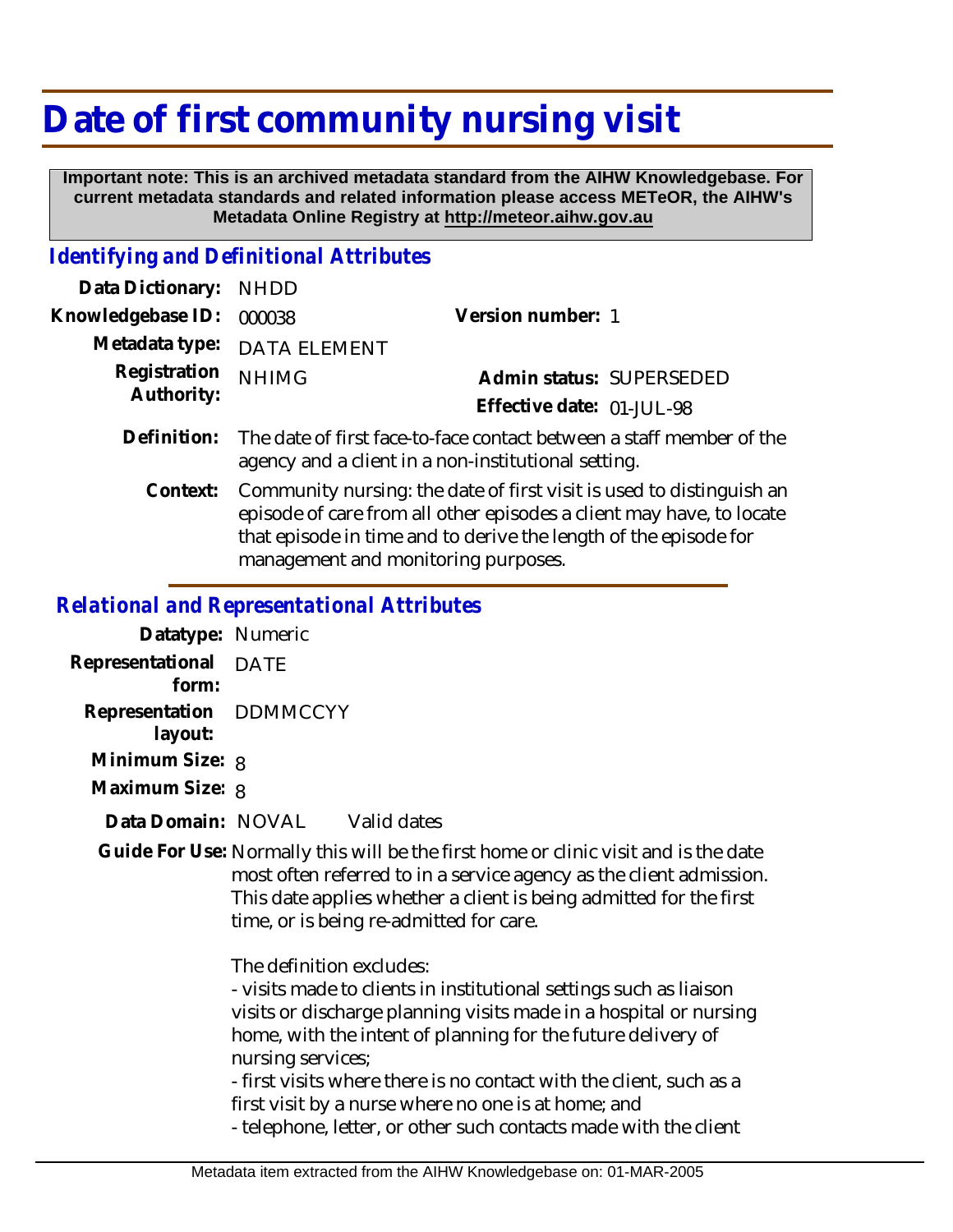# Date of first community nursing visit

**Important note: This is an archived metadata standard from the AIHW Knowledgebase. For current metadata standards and related information please access METeOR, the AIHW's Metadata Online Registry at http://meteor.aihw.gov.au**

## *Identifying and Definitional Attributes*

| | | | |
|---|---|---|---|
| **Data Dictionary:** | NHDD | | |
| **Knowledgebase ID:** | 000038 | **Version number:** | 1 |
| **Metadata type:** | DATA ELEMENT | | |
| **Registration Authority:** | NHIMG | **Admin status:** | SUPERSEDED |
| | | **Effective date:** | 01-JUL-98 |

**Definition:** The date of first face-to-face contact between a staff member of the agency and a client in a non-institutional setting.

**Context:** Community nursing: the date of first visit is used to distinguish an episode of care from all other episodes a client may have, to locate that episode in time and to derive the length of the episode for management and monitoring purposes.

## *Relational and Representational Attributes*

**Datatype:** Numeric

**Representational form:** DATE

**Representation layout:** DDMMCCYY

**Minimum Size:** 8

**Maximum Size:** 8

**Data Domain:** NOVAL Valid dates

**Guide For Use:** Normally this will be the first home or clinic visit and is the date most often referred to in a service agency as the client admission. This date applies whether a client is being admitted for the first time, or is being re-admitted for care.

The definition excludes:
- visits made to clients in institutional settings such as liaison visits or discharge planning visits made in a hospital or nursing home, with the intent of planning for the future delivery of nursing services;
- first visits where there is no contact with the client, such as a first visit by a nurse where no one is at home; and
- telephone, letter, or other such contacts made with the client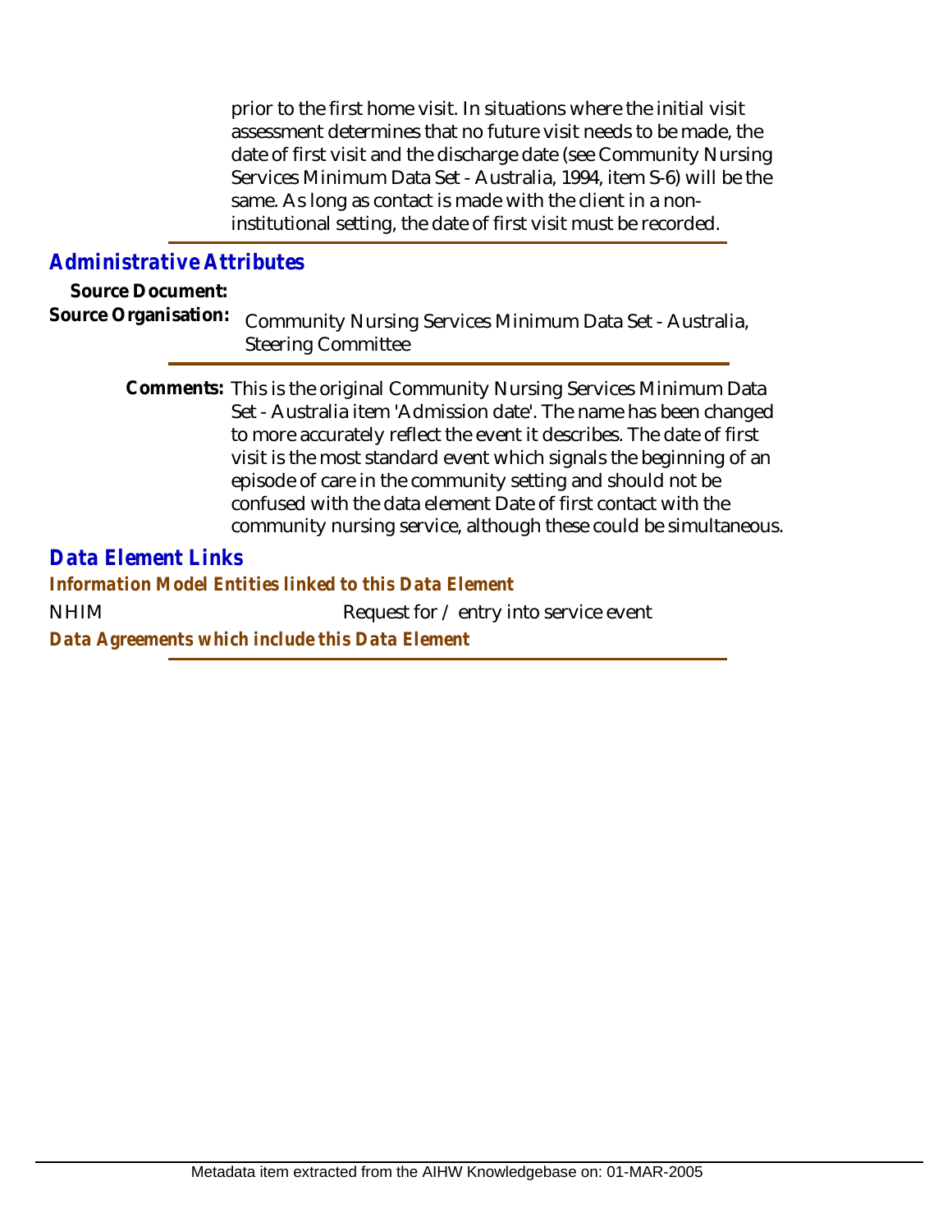prior to the first home visit. In situations where the initial visit assessment determines that no future visit needs to be made, the date of first visit and the discharge date (see Community Nursing Services Minimum Data Set - Australia, 1994, item S-6) will be the same. As long as contact is made with the client in a non-institutional setting, the date of first visit must be recorded.

## Administrative Attributes

**Source Document:**

**Source Organisation:** Community Nursing Services Minimum Data Set - Australia, Steering Committee

**Comments:** This is the original Community Nursing Services Minimum Data Set - Australia item 'Admission date'. The name has been changed to more accurately reflect the event it describes. The date of first visit is the most standard event which signals the beginning of an episode of care in the community setting and should not be confused with the data element Date of first contact with the community nursing service, although these could be simultaneous.

## Data Element Links

### Information Model Entities linked to this Data Element

NHIM — Request for / entry into service event

### Data Agreements which include this Data Element

Metadata item extracted from the AIHW Knowledgebase on: 01-MAR-2005